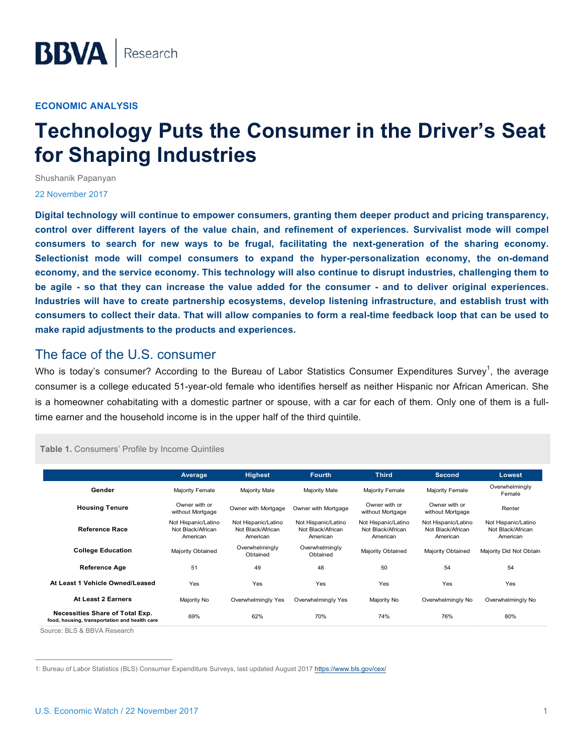BBVA | Research

**ECONOMIC ANALYSIS**

# Technology Puts the Consumer in the Driver's Seat for Shaping Industries

Shushanik Papanyan

22 November 2017

**Digital technology will continue to empower consumers, granting them deeper product and pricing transparency, control over different layers of the value chain, and refinement of experiences. Survivalist mode will compel consumers to search for new ways to be frugal, facilitating the next-generation of the sharing economy. Selectionist mode will compel consumers to expand the hyper-personalization economy, the on-demand economy, and the service economy. This technology will also continue to disrupt industries, challenging them to be agile - so that they can increase the value added for the consumer - and to deliver original experiences. Industries will have to create partnership ecosystems, develop listening infrastructure, and establish trust with consumers to collect their data. That will allow companies to form a real-time feedback loop that can be used to make rapid adjustments to the products and experiences.**

## The face of the U.S. consumer

Who is today's consumer? According to the Bureau of Labor Statistics Consumer Expenditures Survey[1], the average consumer is a college educated 51-year-old female who identifies herself as neither Hispanic nor African American. She is a homeowner cohabitating with a domestic partner or spouse, with a car for each of them. Only one of them is a full-time earner and the household income is in the upper half of the third quintile.

**Table 1.** Consumers' Profile by Income Quintiles

| | Average | Highest | Fourth | Third | Second | Lowest |
|---|---|---|---|---|---|---|
| **Gender** | Majority Female | Majority Male | Majority Male | Majority Female | Majority Female | Overwhelmingly Female |
| **Housing Tenure** | Owner with or without Mortgage | Owner with Mortgage | Owner with Mortgage | Owner with or without Mortgage | Owner with or without Mortgage | Renter |
| **Reference Race** | Not Hispanic/Latino Not Black/African American | Not Hispanic/Latino Not Black/African American | Not Hispanic/Latino Not Black/African American | Not Hispanic/Latino Not Black/African American | Not Hispanic/Latino Not Black/African American | Not Hispanic/Latino Not Black/African American |
| **College Education** | Majority Obtained | Overwhelmingly Obtained | Overwhelmingly Obtained | Majority Obtained | Majority Obtained | Majority Did Not Obtain |
| **Reference Age** | 51 | 49 | 48 | 50 | 54 | 54 |
| **At Least 1 Vehicle Owned/Leased** | Yes | Yes | Yes | Yes | Yes | Yes |
| **At Least 2 Earners** | Majority No | Overwhelmingly Yes | Overwhelmingly Yes | Majority No | Overwhelmingly No | Overwhelmingly No |
| **Necessities Share of Total Exp.** food, housing, transportation and health care | 69% | 62% | 70% | 74% | 76% | 80% |

Source: BLS & BBVA Research

1: Bureau of Labor Statistics (BLS) Consumer Expenditure Surveys, last updated August 2017 https://www.bls.gov/cex/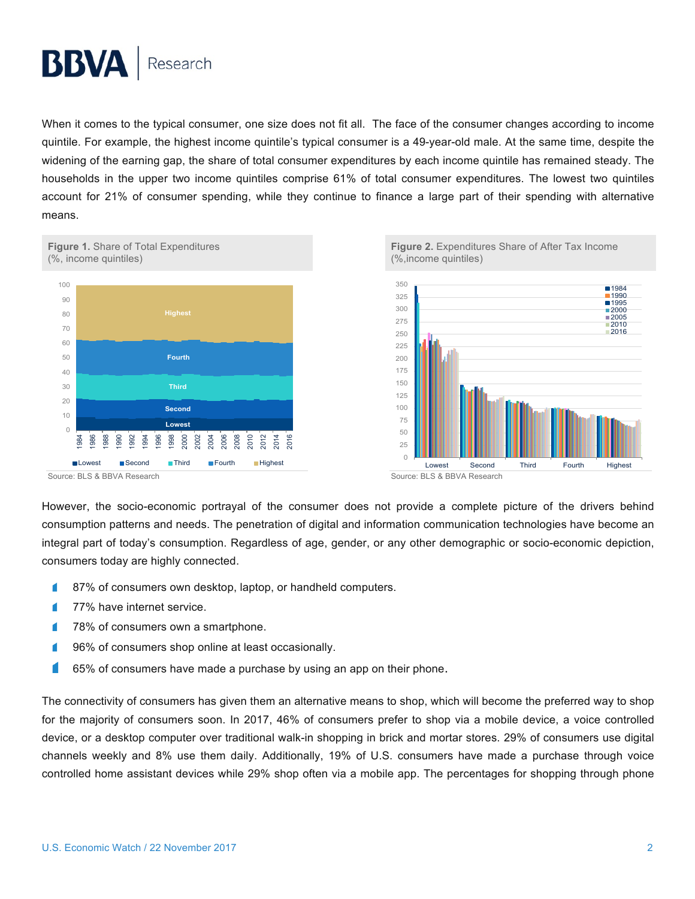When it comes to the typical consumer, one size does not fit all. The face of the consumer changes according to income quintile. For example, the highest income quintile's typical consumer is a 49-year-old male. At the same time, despite the widening of the earning gap, the share of total consumer expenditures by each income quintile has remained steady. The households in the upper two income quintiles comprise 61% of total consumer expenditures. The lowest two quintiles account for 21% of consumer spending, while they continue to finance a large part of their spending with alternative means.

**Figure 1.** Share of Total Expenditures (%, income quintiles)

Source: BLS & BBVA Research

**Figure 2.** Expenditures Share of After Tax Income (%,income quintiles)

Source: BLS & BBVA Research

However, the socio-economic portrayal of the consumer does not provide a complete picture of the drivers behind consumption patterns and needs. The penetration of digital and information communication technologies have become an integral part of today's consumption. Regardless of age, gender, or any other demographic or socio-economic depiction, consumers today are highly connected.

- 87% of consumers own desktop, laptop, or handheld computers.
- 77% have internet service.
- 78% of consumers own a smartphone.
- 96% of consumers shop online at least occasionally.
- 65% of consumers have made a purchase by using an app on their phone.

The connectivity of consumers has given them an alternative means to shop, which will become the preferred way to shop for the majority of consumers soon. In 2017, 46% of consumers prefer to shop via a mobile device, a voice controlled device, or a desktop computer over traditional walk-in shopping in brick and mortar stores. 29% of consumers use digital channels weekly and 8% use them daily. Additionally, 19% of U.S. consumers have made a purchase through voice controlled home assistant devices while 29% shop often via a mobile app. The percentages for shopping through phone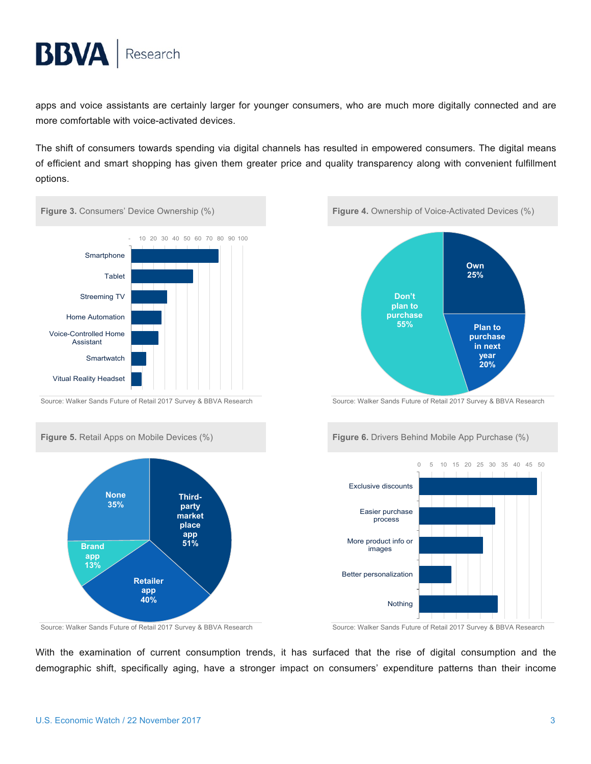apps and voice assistants are certainly larger for younger consumers, who are much more digitally connected and are more comfortable with voice-activated devices.

The shift of consumers towards spending via digital channels has resulted in empowered consumers. The digital means of efficient and smart shopping has given them greater price and quality transparency along with convenient fulfillment options.

**Figure 3.** Consumers' Device Ownership (%)

Source: Walker Sands Future of Retail 2017 Survey & BBVA Research

**Figure 4.** Ownership of Voice-Activated Devices (%)

Source: Walker Sands Future of Retail 2017 Survey & BBVA Research

**Figure 5.** Retail Apps on Mobile Devices (%)

Source: Walker Sands Future of Retail 2017 Survey & BBVA Research

**Figure 6.** Drivers Behind Mobile App Purchase (%)

Source: Walker Sands Future of Retail 2017 Survey & BBVA Research

With the examination of current consumption trends, it has surfaced that the rise of digital consumption and the demographic shift, specifically aging, have a stronger impact on consumers' expenditure patterns than their income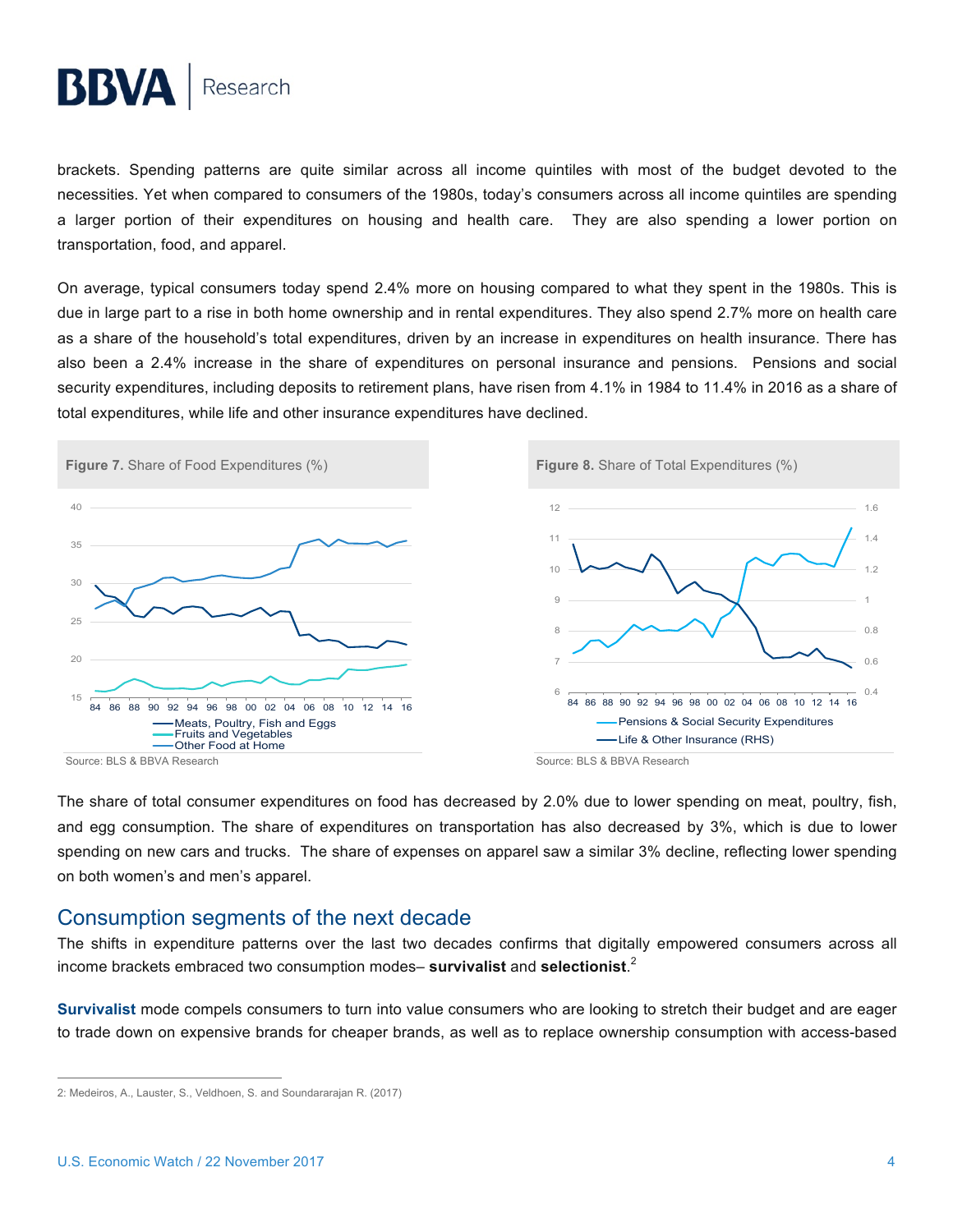brackets. Spending patterns are quite similar across all income quintiles with most of the budget devoted to the necessities. Yet when compared to consumers of the 1980s, today's consumers across all income quintiles are spending a larger portion of their expenditures on housing and health care. They are also spending a lower portion on transportation, food, and apparel.

On average, typical consumers today spend 2.4% more on housing compared to what they spent in the 1980s. This is due in large part to a rise in both home ownership and in rental expenditures. They also spend 2.7% more on health care as a share of the household's total expenditures, driven by an increase in expenditures on health insurance. There has also been a 2.4% increase in the share of expenditures on personal insurance and pensions. Pensions and social security expenditures, including deposits to retirement plans, have risen from 4.1% in 1984 to 11.4% in 2016 as a share of total expenditures, while life and other insurance expenditures have declined.

**Figure 7.** Share of Food Expenditures (%)

Source: BLS & BBVA Research

**Figure 8.** Share of Total Expenditures (%)

Source: BLS & BBVA Research

The share of total consumer expenditures on food has decreased by 2.0% due to lower spending on meat, poultry, fish, and egg consumption. The share of expenditures on transportation has also decreased by 3%, which is due to lower spending on new cars and trucks. The share of expenses on apparel saw a similar 3% decline, reflecting lower spending on both women's and men's apparel.

## Consumption segments of the next decade

The shifts in expenditure patterns over the last two decades confirms that digitally empowered consumers across all income brackets embraced two consumption modes– **survivalist** and **selectionist**.[2]

**Survivalist** mode compels consumers to turn into value consumers who are looking to stretch their budget and are eager to trade down on expensive brands for cheaper brands, as well as to replace ownership consumption with access-based

2: Medeiros, A., Lauster, S., Veldhoen, S. and Soundararajan R. (2017)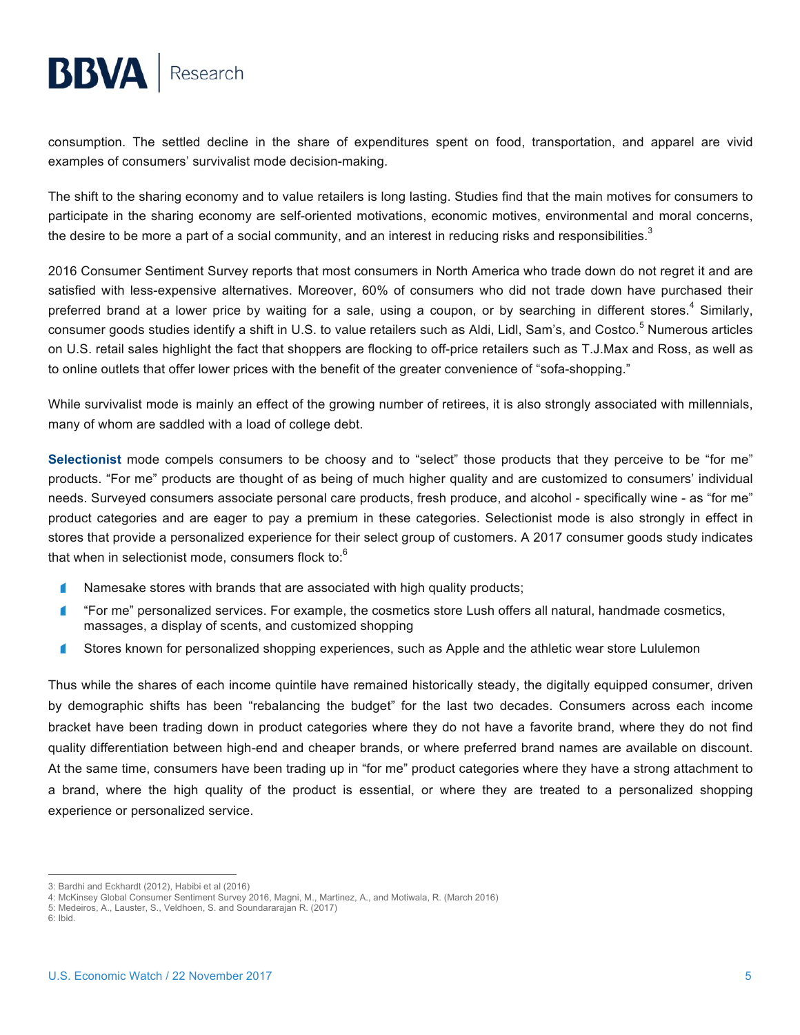consumption. The settled decline in the share of expenditures spent on food, transportation, and apparel are vivid examples of consumers' survivalist mode decision-making.

The shift to the sharing economy and to value retailers is long lasting. Studies find that the main motives for consumers to participate in the sharing economy are self-oriented motivations, economic motives, environmental and moral concerns, the desire to be more a part of a social community, and an interest in reducing risks and responsibilities.[3]

2016 Consumer Sentiment Survey reports that most consumers in North America who trade down do not regret it and are satisfied with less-expensive alternatives. Moreover, 60% of consumers who did not trade down have purchased their preferred brand at a lower price by waiting for a sale, using a coupon, or by searching in different stores.[4] Similarly, consumer goods studies identify a shift in U.S. to value retailers such as Aldi, Lidl, Sam's, and Costco.[5] Numerous articles on U.S. retail sales highlight the fact that shoppers are flocking to off-price retailers such as T.J.Max and Ross, as well as to online outlets that offer lower prices with the benefit of the greater convenience of "sofa-shopping."

While survivalist mode is mainly an effect of the growing number of retirees, it is also strongly associated with millennials, many of whom are saddled with a load of college debt.

**Selectionist** mode compels consumers to be choosy and to "select" those products that they perceive to be "for me" products. "For me" products are thought of as being of much higher quality and are customized to consumers' individual needs. Surveyed consumers associate personal care products, fresh produce, and alcohol - specifically wine - as "for me" product categories and are eager to pay a premium in these categories. Selectionist mode is also strongly in effect in stores that provide a personalized experience for their select group of customers. A 2017 consumer goods study indicates that when in selectionist mode, consumers flock to:[6]

- Namesake stores with brands that are associated with high quality products;
- "For me" personalized services. For example, the cosmetics store Lush offers all natural, handmade cosmetics, massages, a display of scents, and customized shopping
- Stores known for personalized shopping experiences, such as Apple and the athletic wear store Lululemon

Thus while the shares of each income quintile have remained historically steady, the digitally equipped consumer, driven by demographic shifts has been "rebalancing the budget" for the last two decades. Consumers across each income bracket have been trading down in product categories where they do not have a favorite brand, where they do not find quality differentiation between high-end and cheaper brands, or where preferred brand names are available on discount. At the same time, consumers have been trading up in "for me" product categories where they have a strong attachment to a brand, where the high quality of the product is essential, or where they are treated to a personalized shopping experience or personalized service.

---

3: Bardhi and Eckhardt (2012), Habibi et al (2016)
4: McKinsey Global Consumer Sentiment Survey 2016, Magni, M., Martinez, A., and Motiwala, R. (March 2016)
5: Medeiros, A., Lauster, S., Veldhoen, S. and Soundararajan R. (2017)
6: Ibid.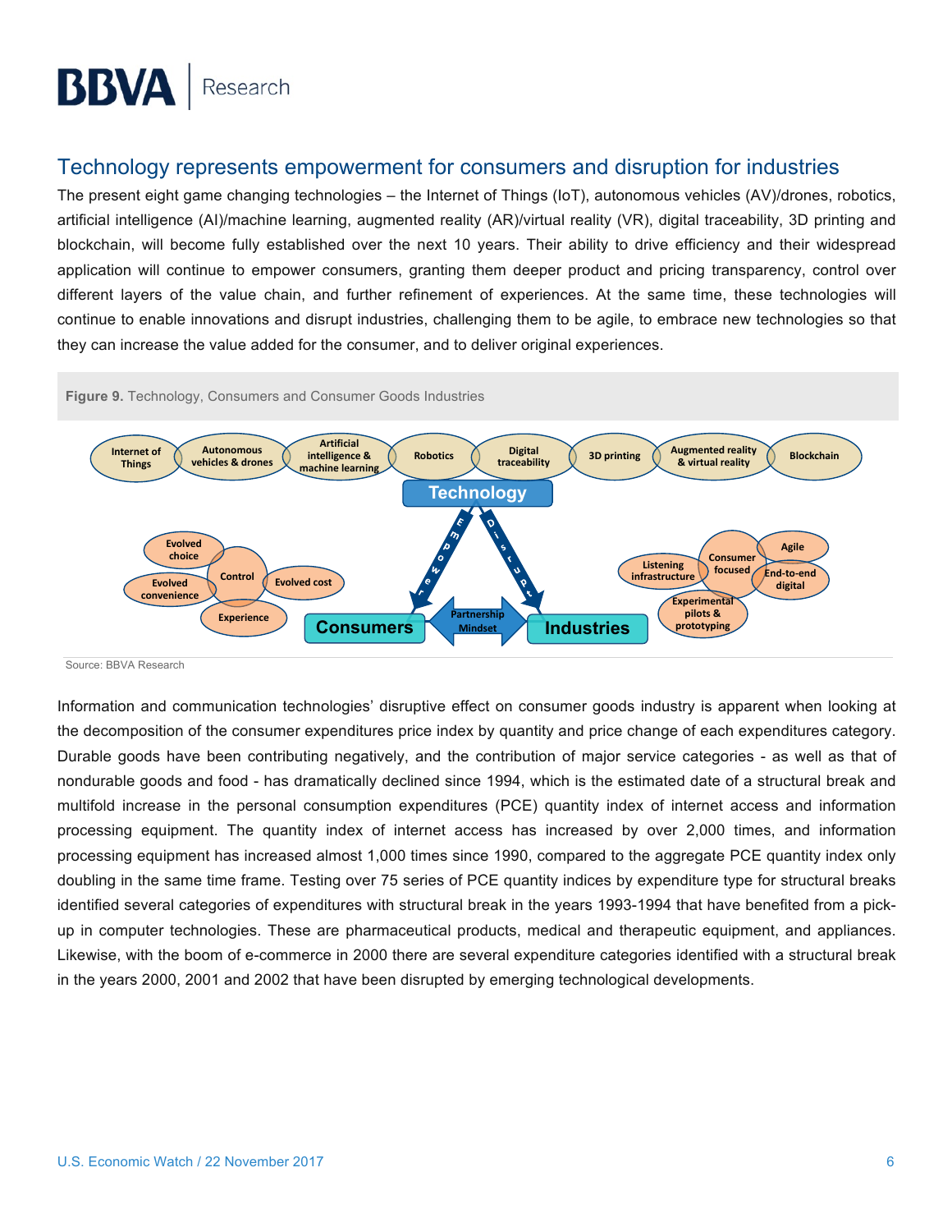## Technology represents empowerment for consumers and disruption for industries

The present eight game changing technologies – the Internet of Things (IoT), autonomous vehicles (AV)/drones, robotics, artificial intelligence (AI)/machine learning, augmented reality (AR)/virtual reality (VR), digital traceability, 3D printing and blockchain, will become fully established over the next 10 years. Their ability to drive efficiency and their widespread application will continue to empower consumers, granting them deeper product and pricing transparency, control over different layers of the value chain, and further refinement of experiences. At the same time, these technologies will continue to enable innovations and disrupt industries, challenging them to be agile, to embrace new technologies so that they can increase the value added for the consumer, and to deliver original experiences.

**Figure 9.** Technology, Consumers and Consumer Goods Industries

Source: BBVA Research

Information and communication technologies' disruptive effect on consumer goods industry is apparent when looking at the decomposition of the consumer expenditures price index by quantity and price change of each expenditures category. Durable goods have been contributing negatively, and the contribution of major service categories - as well as that of nondurable goods and food - has dramatically declined since 1994, which is the estimated date of a structural break and multifold increase in the personal consumption expenditures (PCE) quantity index of internet access and information processing equipment. The quantity index of internet access has increased by over 2,000 times, and information processing equipment has increased almost 1,000 times since 1990, compared to the aggregate PCE quantity index only doubling in the same time frame. Testing over 75 series of PCE quantity indices by expenditure type for structural breaks identified several categories of expenditures with structural break in the years 1993-1994 that have benefited from a pick-up in computer technologies. These are pharmaceutical products, medical and therapeutic equipment, and appliances. Likewise, with the boom of e-commerce in 2000 there are several expenditure categories identified with a structural break in the years 2000, 2001 and 2002 that have been disrupted by emerging technological developments.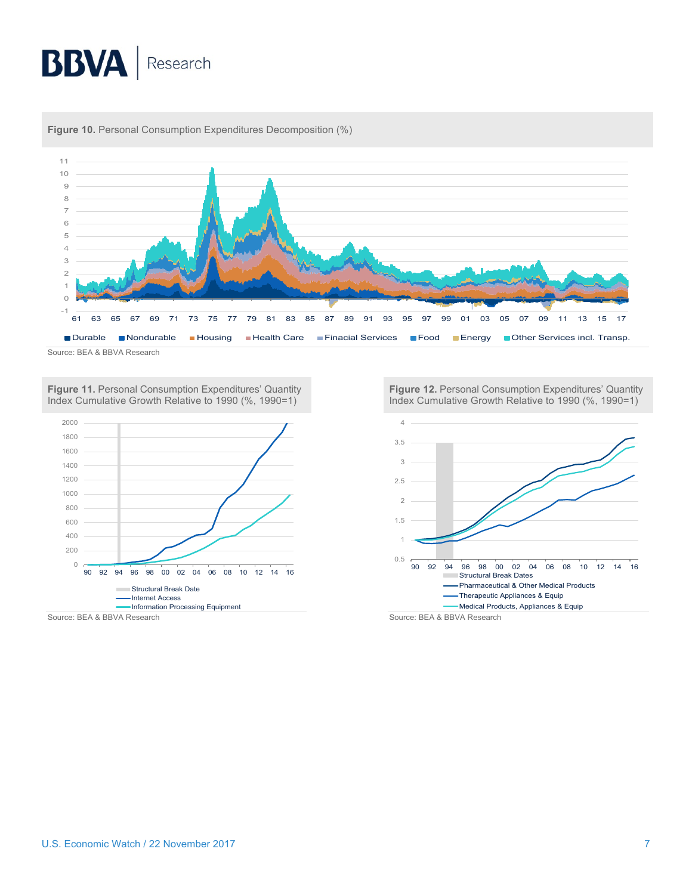**Figure 10.** Personal Consumption Expenditures Decomposition (%)

Source: BEA & BBVA Research

**Figure 11.** Personal Consumption Expenditures' Quantity Index Cumulative Growth Relative to 1990 (%, 1990=1)

Source: BEA & BBVA Research

**Figure 12.** Personal Consumption Expenditures' Quantity Index Cumulative Growth Relative to 1990 (%, 1990=1)

Source: BEA & BBVA Research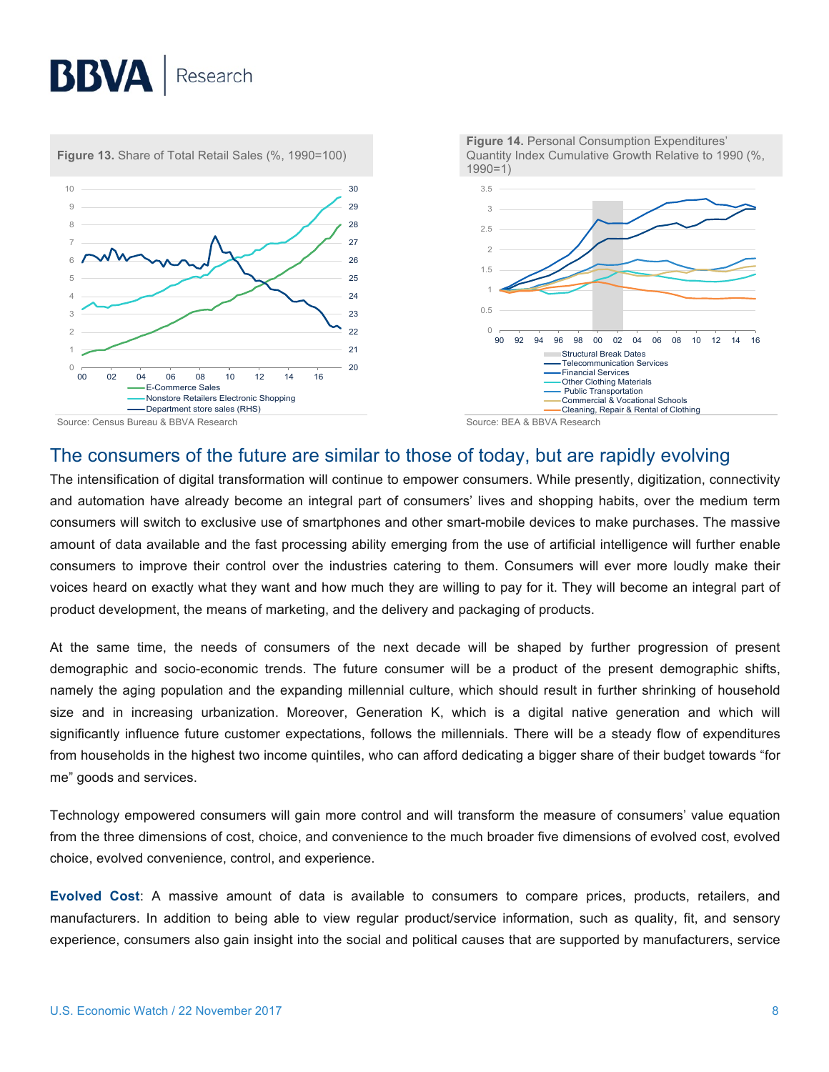**Figure 13.** Share of Total Retail Sales (%, 1990=100)

Source: Census Bureau & BBVA Research

**Figure 14.** Personal Consumption Expenditures' Quantity Index Cumulative Growth Relative to 1990 (%, 1990=1)

Source: BEA & BBVA Research

## The consumers of the future are similar to those of today, but are rapidly evolving

The intensification of digital transformation will continue to empower consumers. While presently, digitization, connectivity and automation have already become an integral part of consumers' lives and shopping habits, over the medium term consumers will switch to exclusive use of smartphones and other smart-mobile devices to make purchases. The massive amount of data available and the fast processing ability emerging from the use of artificial intelligence will further enable consumers to improve their control over the industries catering to them. Consumers will ever more loudly make their voices heard on exactly what they want and how much they are willing to pay for it. They will become an integral part of product development, the means of marketing, and the delivery and packaging of products.

At the same time, the needs of consumers of the next decade will be shaped by further progression of present demographic and socio-economic trends. The future consumer will be a product of the present demographic shifts, namely the aging population and the expanding millennial culture, which should result in further shrinking of household size and in increasing urbanization. Moreover, Generation K, which is a digital native generation and which will significantly influence future customer expectations, follows the millennials. There will be a steady flow of expenditures from households in the highest two income quintiles, who can afford dedicating a bigger share of their budget towards "for me" goods and services.

Technology empowered consumers will gain more control and will transform the measure of consumers' value equation from the three dimensions of cost, choice, and convenience to the much broader five dimensions of evolved cost, evolved choice, evolved convenience, control, and experience.

**Evolved Cost**: A massive amount of data is available to consumers to compare prices, products, retailers, and manufacturers. In addition to being able to view regular product/service information, such as quality, fit, and sensory experience, consumers also gain insight into the social and political causes that are supported by manufacturers, service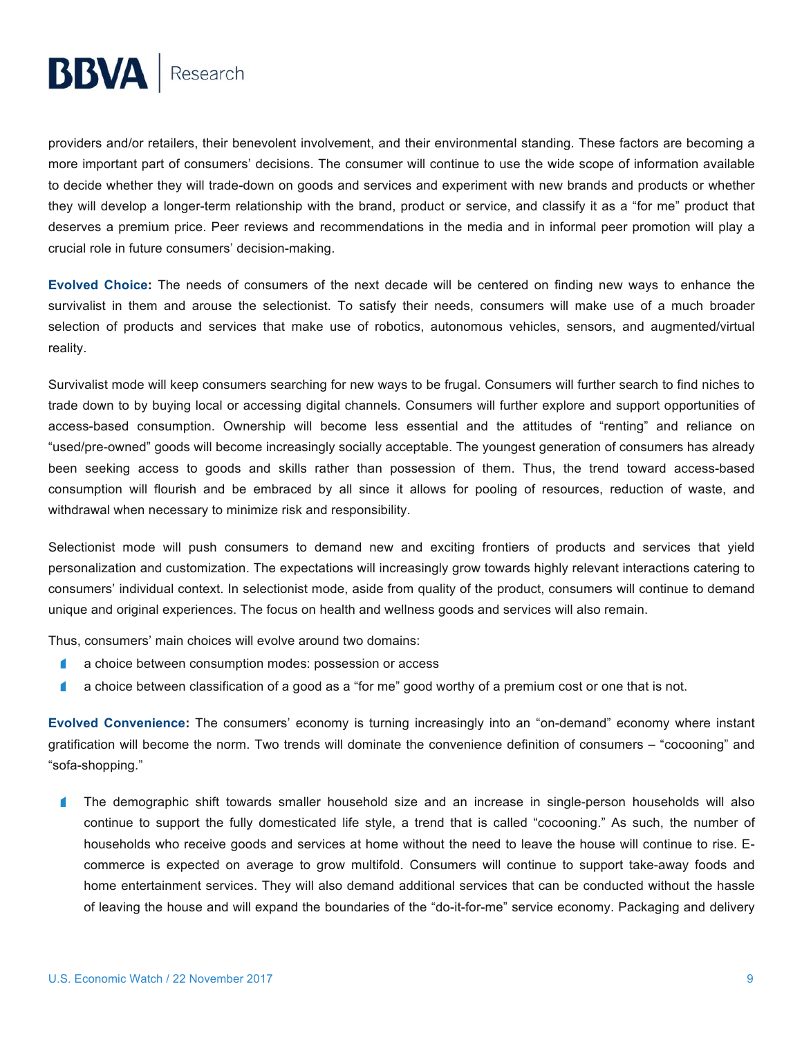providers and/or retailers, their benevolent involvement, and their environmental standing. These factors are becoming a more important part of consumers' decisions. The consumer will continue to use the wide scope of information available to decide whether they will trade-down on goods and services and experiment with new brands and products or whether they will develop a longer-term relationship with the brand, product or service, and classify it as a "for me" product that deserves a premium price. Peer reviews and recommendations in the media and in informal peer promotion will play a crucial role in future consumers' decision-making.

**Evolved Choice:** The needs of consumers of the next decade will be centered on finding new ways to enhance the survivalist in them and arouse the selectionist. To satisfy their needs, consumers will make use of a much broader selection of products and services that make use of robotics, autonomous vehicles, sensors, and augmented/virtual reality.

Survivalist mode will keep consumers searching for new ways to be frugal. Consumers will further search to find niches to trade down to by buying local or accessing digital channels. Consumers will further explore and support opportunities of access-based consumption. Ownership will become less essential and the attitudes of "renting" and reliance on "used/pre-owned" goods will become increasingly socially acceptable. The youngest generation of consumers has already been seeking access to goods and skills rather than possession of them. Thus, the trend toward access-based consumption will flourish and be embraced by all since it allows for pooling of resources, reduction of waste, and withdrawal when necessary to minimize risk and responsibility.

Selectionist mode will push consumers to demand new and exciting frontiers of products and services that yield personalization and customization. The expectations will increasingly grow towards highly relevant interactions catering to consumers' individual context. In selectionist mode, aside from quality of the product, consumers will continue to demand unique and original experiences. The focus on health and wellness goods and services will also remain.

Thus, consumers' main choices will evolve around two domains:

- a choice between consumption modes: possession or access
- a choice between classification of a good as a "for me" good worthy of a premium cost or one that is not.

**Evolved Convenience:** The consumers' economy is turning increasingly into an "on-demand" economy where instant gratification will become the norm. Two trends will dominate the convenience definition of consumers – "cocooning" and "sofa-shopping."

- The demographic shift towards smaller household size and an increase in single-person households will also continue to support the fully domesticated life style, a trend that is called "cocooning." As such, the number of households who receive goods and services at home without the need to leave the house will continue to rise. E-commerce is expected on average to grow multifold. Consumers will continue to support take-away foods and home entertainment services. They will also demand additional services that can be conducted without the hassle of leaving the house and will expand the boundaries of the "do-it-for-me" service economy. Packaging and delivery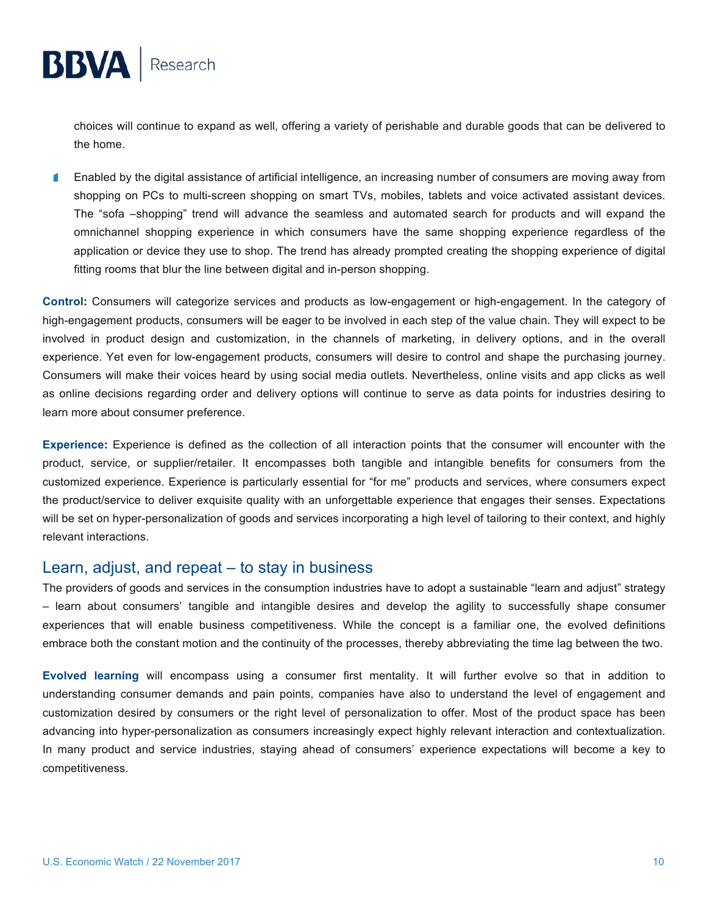choices will continue to expand as well, offering a variety of perishable and durable goods that can be delivered to the home.

- Enabled by the digital assistance of artificial intelligence, an increasing number of consumers are moving away from shopping on PCs to multi-screen shopping on smart TVs, mobiles, tablets and voice activated assistant devices. The "sofa –shopping" trend will advance the seamless and automated search for products and will expand the omnichannel shopping experience in which consumers have the same shopping experience regardless of the application or device they use to shop. The trend has already prompted creating the shopping experience of digital fitting rooms that blur the line between digital and in-person shopping.

**Control:** Consumers will categorize services and products as low-engagement or high-engagement. In the category of high-engagement products, consumers will be eager to be involved in each step of the value chain. They will expect to be involved in product design and customization, in the channels of marketing, in delivery options, and in the overall experience. Yet even for low-engagement products, consumers will desire to control and shape the purchasing journey. Consumers will make their voices heard by using social media outlets. Nevertheless, online visits and app clicks as well as online decisions regarding order and delivery options will continue to serve as data points for industries desiring to learn more about consumer preference.

**Experience:** Experience is defined as the collection of all interaction points that the consumer will encounter with the product, service, or supplier/retailer. It encompasses both tangible and intangible benefits for consumers from the customized experience. Experience is particularly essential for "for me" products and services, where consumers expect the product/service to deliver exquisite quality with an unforgettable experience that engages their senses. Expectations will be set on hyper-personalization of goods and services incorporating a high level of tailoring to their context, and highly relevant interactions.

## Learn, adjust, and repeat – to stay in business

The providers of goods and services in the consumption industries have to adopt a sustainable "learn and adjust" strategy – learn about consumers' tangible and intangible desires and develop the agility to successfully shape consumer experiences that will enable business competitiveness. While the concept is a familiar one, the evolved definitions embrace both the constant motion and the continuity of the processes, thereby abbreviating the time lag between the two.

**Evolved learning** will encompass using a consumer first mentality. It will further evolve so that in addition to understanding consumer demands and pain points, companies have also to understand the level of engagement and customization desired by consumers or the right level of personalization to offer. Most of the product space has been advancing into hyper-personalization as consumers increasingly expect highly relevant interaction and contextualization. In many product and service industries, staying ahead of consumers' experience expectations will become a key to competitiveness.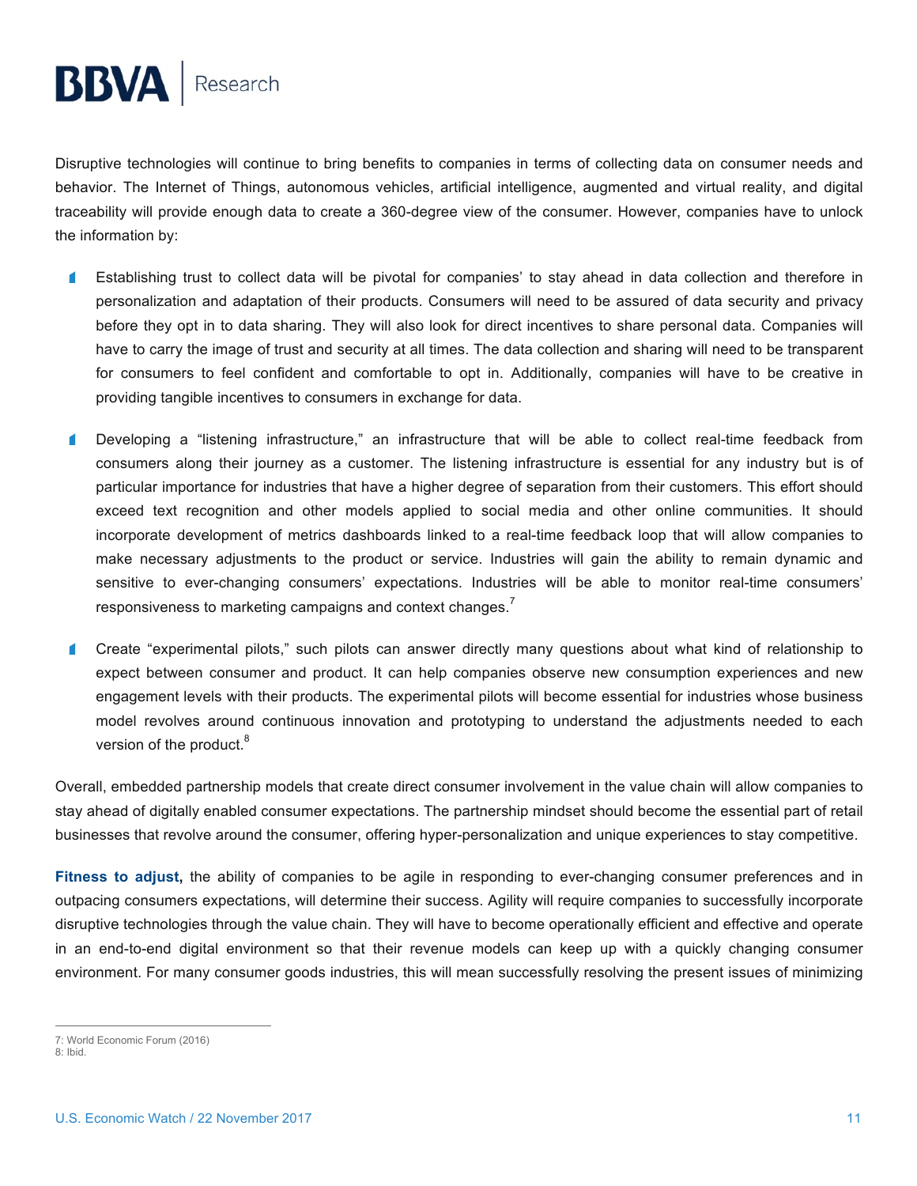Disruptive technologies will continue to bring benefits to companies in terms of collecting data on consumer needs and behavior. The Internet of Things, autonomous vehicles, artificial intelligence, augmented and virtual reality, and digital traceability will provide enough data to create a 360-degree view of the consumer. However, companies have to unlock the information by:

- Establishing trust to collect data will be pivotal for companies' to stay ahead in data collection and therefore in personalization and adaptation of their products. Consumers will need to be assured of data security and privacy before they opt in to data sharing. They will also look for direct incentives to share personal data. Companies will have to carry the image of trust and security at all times. The data collection and sharing will need to be transparent for consumers to feel confident and comfortable to opt in. Additionally, companies will have to be creative in providing tangible incentives to consumers in exchange for data.

- Developing a "listening infrastructure," an infrastructure that will be able to collect real-time feedback from consumers along their journey as a customer. The listening infrastructure is essential for any industry but is of particular importance for industries that have a higher degree of separation from their customers. This effort should exceed text recognition and other models applied to social media and other online communities. It should incorporate development of metrics dashboards linked to a real-time feedback loop that will allow companies to make necessary adjustments to the product or service. Industries will gain the ability to remain dynamic and sensitive to ever-changing consumers' expectations. Industries will be able to monitor real-time consumers' responsiveness to marketing campaigns and context changes.[7]

- Create "experimental pilots," such pilots can answer directly many questions about what kind of relationship to expect between consumer and product. It can help companies observe new consumption experiences and new engagement levels with their products. The experimental pilots will become essential for industries whose business model revolves around continuous innovation and prototyping to understand the adjustments needed to each version of the product.[8]

Overall, embedded partnership models that create direct consumer involvement in the value chain will allow companies to stay ahead of digitally enabled consumer expectations. The partnership mindset should become the essential part of retail businesses that revolve around the consumer, offering hyper-personalization and unique experiences to stay competitive.

**Fitness to adjust,** the ability of companies to be agile in responding to ever-changing consumer preferences and in outpacing consumers expectations, will determine their success. Agility will require companies to successfully incorporate disruptive technologies through the value chain. They will have to become operationally efficient and effective and operate in an end-to-end digital environment so that their revenue models can keep up with a quickly changing consumer environment. For many consumer goods industries, this will mean successfully resolving the present issues of minimizing

7: World Economic Forum (2016)
8: Ibid.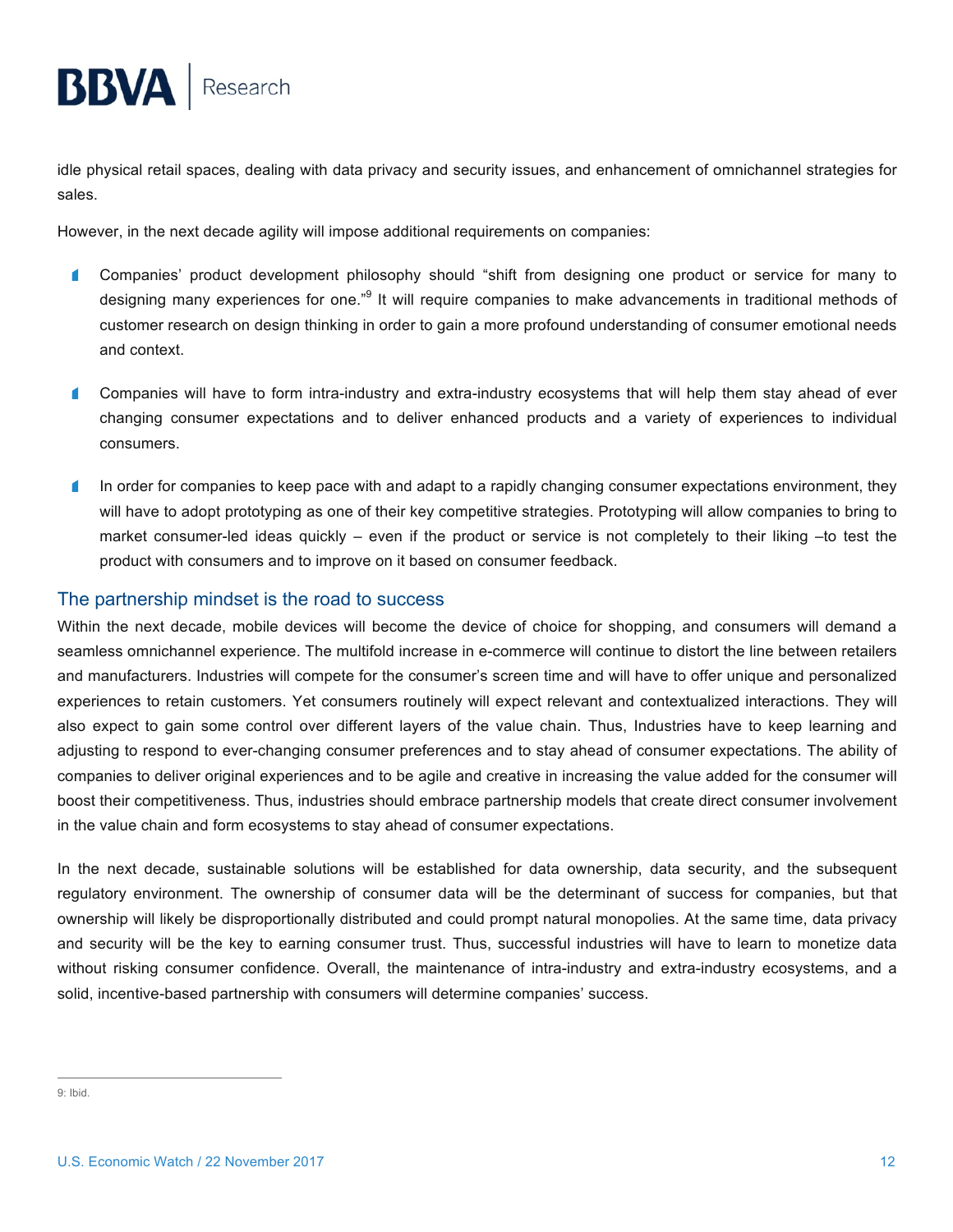idle physical retail spaces, dealing with data privacy and security issues, and enhancement of omnichannel strategies for sales.

However, in the next decade agility will impose additional requirements on companies:

- Companies' product development philosophy should "shift from designing one product or service for many to designing many experiences for one."[9] It will require companies to make advancements in traditional methods of customer research on design thinking in order to gain a more profound understanding of consumer emotional needs and context.
- Companies will have to form intra-industry and extra-industry ecosystems that will help them stay ahead of ever changing consumer expectations and to deliver enhanced products and a variety of experiences to individual consumers.
- In order for companies to keep pace with and adapt to a rapidly changing consumer expectations environment, they will have to adopt prototyping as one of their key competitive strategies. Prototyping will allow companies to bring to market consumer-led ideas quickly – even if the product or service is not completely to their liking –to test the product with consumers and to improve on it based on consumer feedback.

## The partnership mindset is the road to success

Within the next decade, mobile devices will become the device of choice for shopping, and consumers will demand a seamless omnichannel experience. The multifold increase in e-commerce will continue to distort the line between retailers and manufacturers. Industries will compete for the consumer's screen time and will have to offer unique and personalized experiences to retain customers. Yet consumers routinely will expect relevant and contextualized interactions. They will also expect to gain some control over different layers of the value chain. Thus, Industries have to keep learning and adjusting to respond to ever-changing consumer preferences and to stay ahead of consumer expectations. The ability of companies to deliver original experiences and to be agile and creative in increasing the value added for the consumer will boost their competitiveness. Thus, industries should embrace partnership models that create direct consumer involvement in the value chain and form ecosystems to stay ahead of consumer expectations.

In the next decade, sustainable solutions will be established for data ownership, data security, and the subsequent regulatory environment. The ownership of consumer data will be the determinant of success for companies, but that ownership will likely be disproportionally distributed and could prompt natural monopolies. At the same time, data privacy and security will be the key to earning consumer trust. Thus, successful industries will have to learn to monetize data without risking consumer confidence. Overall, the maintenance of intra-industry and extra-industry ecosystems, and a solid, incentive-based partnership with consumers will determine companies' success.

---

9: Ibid.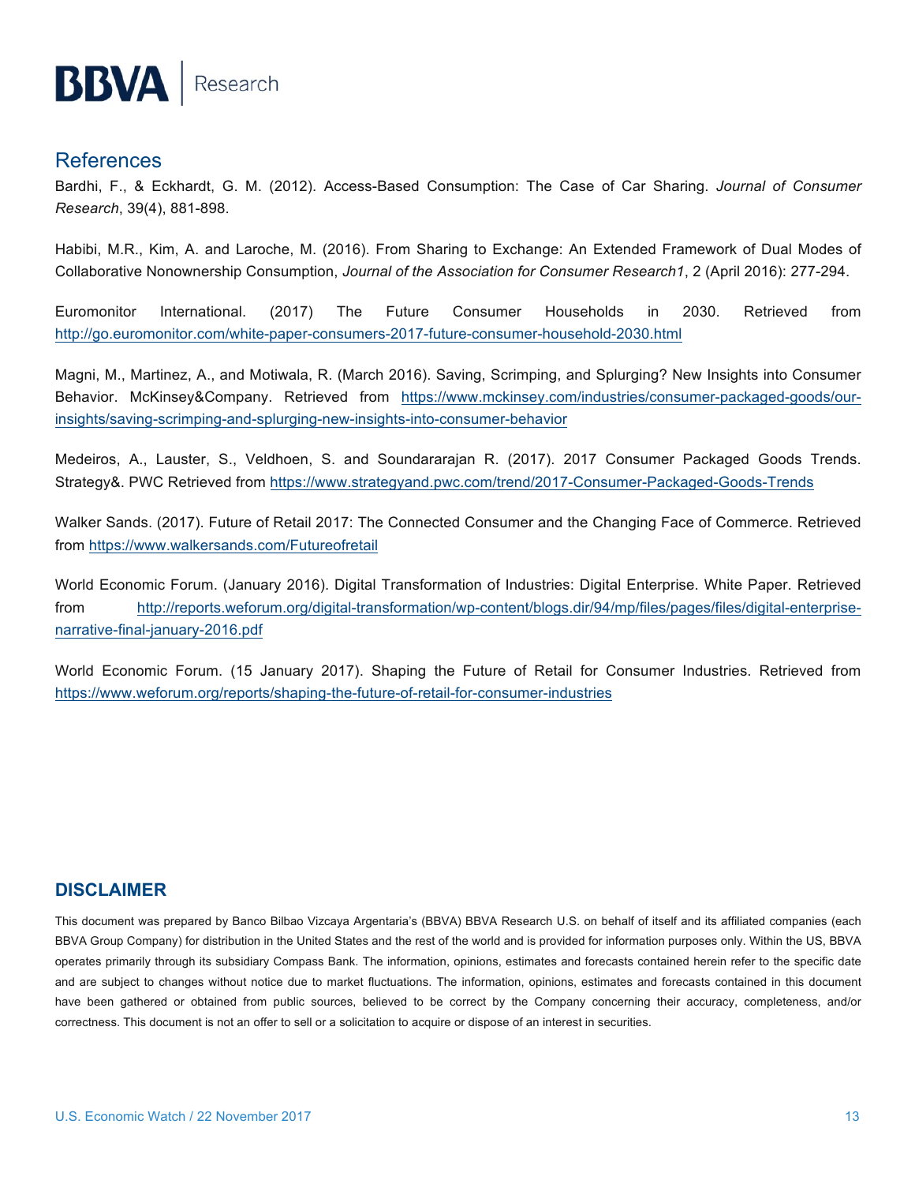## References

Bardhi, F., & Eckhardt, G. M. (2012). Access-Based Consumption: The Case of Car Sharing. *Journal of Consumer Research*, 39(4), 881-898.

Habibi, M.R., Kim, A. and Laroche, M. (2016). From Sharing to Exchange: An Extended Framework of Dual Modes of Collaborative Nonownership Consumption, *Journal of the Association for Consumer Research1*, 2 (April 2016): 277-294.

Euromonitor International. (2017) The Future Consumer Households in 2030. Retrieved from http://go.euromonitor.com/white-paper-consumers-2017-future-consumer-household-2030.html

Magni, M., Martinez, A., and Motiwala, R. (March 2016). Saving, Scrimping, and Splurging? New Insights into Consumer Behavior. McKinsey&Company. Retrieved from https://www.mckinsey.com/industries/consumer-packaged-goods/our-insights/saving-scrimping-and-splurging-new-insights-into-consumer-behavior

Medeiros, A., Lauster, S., Veldhoen, S. and Soundararajan R. (2017). 2017 Consumer Packaged Goods Trends. Strategy&. PWC Retrieved from https://www.strategyand.pwc.com/trend/2017-Consumer-Packaged-Goods-Trends

Walker Sands. (2017). Future of Retail 2017: The Connected Consumer and the Changing Face of Commerce. Retrieved from https://www.walkersands.com/Futureofretail

World Economic Forum. (January 2016). Digital Transformation of Industries: Digital Enterprise. White Paper. Retrieved from http://reports.weforum.org/digital-transformation/wp-content/blogs.dir/94/mp/files/pages/files/digital-enterprise-narrative-final-january-2016.pdf

World Economic Forum. (15 January 2017). Shaping the Future of Retail for Consumer Industries. Retrieved from https://www.weforum.org/reports/shaping-the-future-of-retail-for-consumer-industries

### DISCLAIMER

This document was prepared by Banco Bilbao Vizcaya Argentaria's (BBVA) BBVA Research U.S. on behalf of itself and its affiliated companies (each BBVA Group Company) for distribution in the United States and the rest of the world and is provided for information purposes only. Within the US, BBVA operates primarily through its subsidiary Compass Bank. The information, opinions, estimates and forecasts contained herein refer to the specific date and are subject to changes without notice due to market fluctuations. The information, opinions, estimates and forecasts contained in this document have been gathered or obtained from public sources, believed to be correct by the Company concerning their accuracy, completeness, and/or correctness. This document is not an offer to sell or a solicitation to acquire or dispose of an interest in securities.